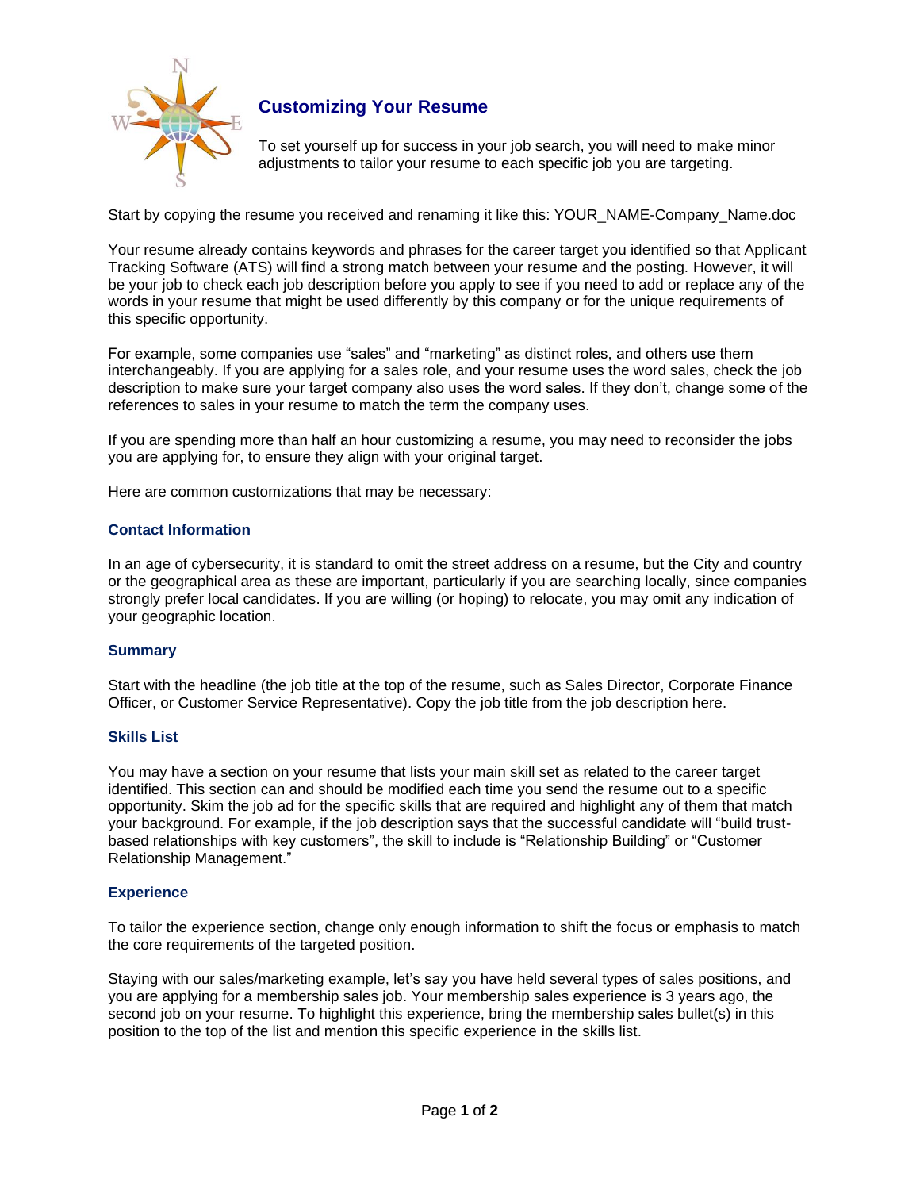# Customizing Your Resume

To set yourself up for success in your job search, you will need to make minor adjustments to tailor your resume to each specific job you are targeting.

Start by copying the resume you received and renaming it like this: YOUR_NAME-Company_Name.doc

Your resume already contains keywords and phrases for the career target you identified so that Applicant Tracking Software (ATS) will find a strong match between your resume and the posting. However, it will be your job to check each job description before you apply to see if you need to add or replace any of the words in your resume that might be used differently by this company or for the unique requirements of this specific opportunity.

For example, some companies use "sales" and "marketing" as distinct roles, and others use them interchangeably. If you are applying for a sales role, and your resume uses the word sales, check the job description to make sure your target company also uses the word sales. If they don't, change some of the references to sales in your resume to match the term the company uses.

If you are spending more than half an hour customizing a resume, you may need to reconsider the jobs you are applying for, to ensure they align with your original target.

Here are common customizations that may be necessary:

## Contact Information

In an age of cybersecurity, it is standard to omit the street address on a resume, but the City and country or the geographical area as these are important, particularly if you are searching locally, since companies strongly prefer local candidates. If you are willing (or hoping) to relocate, you may omit any indication of your geographic location.

## Summary

Start with the headline (the job title at the top of the resume, such as Sales Director, Corporate Finance Officer, or Customer Service Representative). Copy the job title from the job description here.

## Skills List

You may have a section on your resume that lists your main skill set as related to the career target identified. This section can and should be modified each time you send the resume out to a specific opportunity. Skim the job ad for the specific skills that are required and highlight any of them that match your background. For example, if the job description says that the successful candidate will "build trust-based relationships with key customers", the skill to include is "Relationship Building" or "Customer Relationship Management."

## Experience

To tailor the experience section, change only enough information to shift the focus or emphasis to match the core requirements of the targeted position.

Staying with our sales/marketing example, let's say you have held several types of sales positions, and you are applying for a membership sales job. Your membership sales experience is 3 years ago, the second job on your resume. To highlight this experience, bring the membership sales bullet(s) in this position to the top of the list and mention this specific experience in the skills list.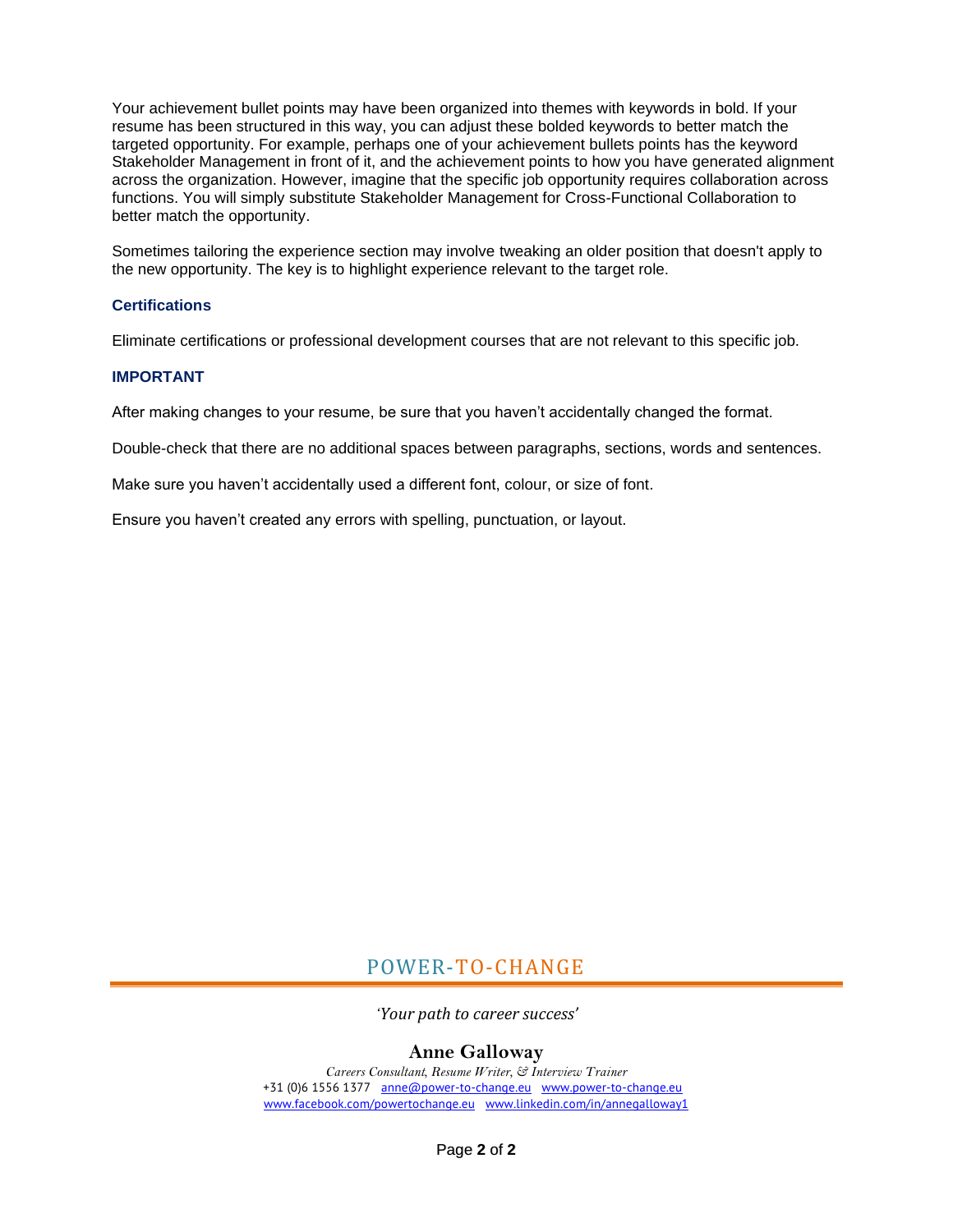Your achievement bullet points may have been organized into themes with keywords in bold. If your resume has been structured in this way, you can adjust these bolded keywords to better match the targeted opportunity. For example, perhaps one of your achievement bullets points has the keyword Stakeholder Management in front of it, and the achievement points to how you have generated alignment across the organization. However, imagine that the specific job opportunity requires collaboration across functions. You will simply substitute Stakeholder Management for Cross-Functional Collaboration to better match the opportunity.

Sometimes tailoring the experience section may involve tweaking an older position that doesn't apply to the new opportunity. The key is to highlight experience relevant to the target role.

### Certifications

Eliminate certifications or professional development courses that are not relevant to this specific job.

### IMPORTANT

After making changes to your resume, be sure that you haven't accidentally changed the format.

Double-check that there are no additional spaces between paragraphs, sections, words and sentences.

Make sure you haven't accidentally used a different font, colour, or size of font.

Ensure you haven't created any errors with spelling, punctuation, or layout.

POWER-TO-CHANGE

*'Your path to career success'*

**Anne Galloway**

*Careers Consultant, Resume Writer, & Interview Trainer*

+31 (0)6 1556 1377 anne@power-to-change.eu www.power-to-change.eu

www.facebook.com/powertochange.eu www.linkedin.com/in/annegalloway1